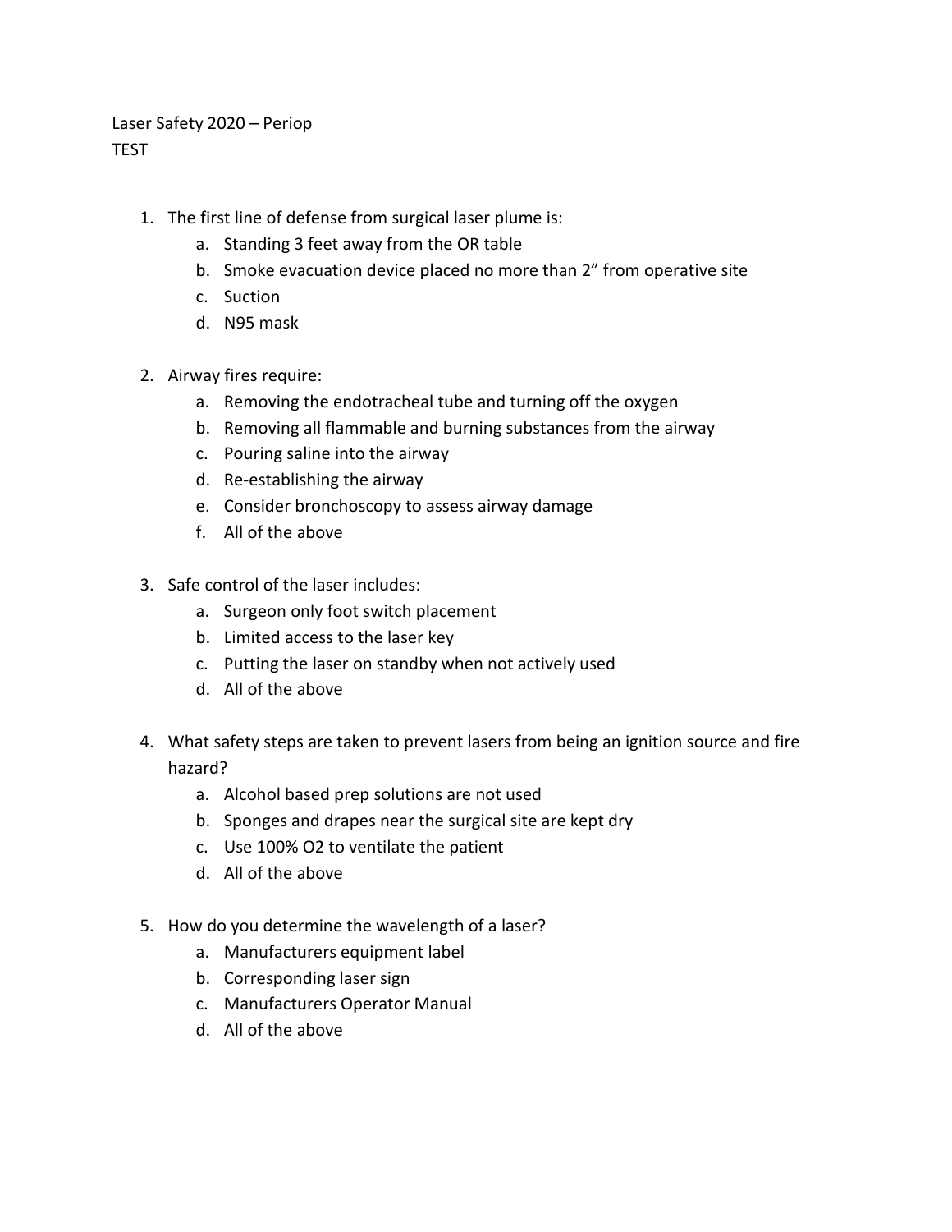Laser Safety 2020 – Periop
TEST

1. The first line of defense from surgical laser plume is:
    a. Standing 3 feet away from the OR table
    b. Smoke evacuation device placed no more than 2" from operative site
    c. Suction
    d. N95 mask

2. Airway fires require:
    a. Removing the endotracheal tube and turning off the oxygen
    b. Removing all flammable and burning substances from the airway
    c. Pouring saline into the airway
    d. Re-establishing the airway
    e. Consider bronchoscopy to assess airway damage
    f. All of the above

3. Safe control of the laser includes:
    a. Surgeon only foot switch placement
    b. Limited access to the laser key
    c. Putting the laser on standby when not actively used
    d. All of the above

4. What safety steps are taken to prevent lasers from being an ignition source and fire hazard?
    a. Alcohol based prep solutions are not used
    b. Sponges and drapes near the surgical site are kept dry
    c. Use 100% $O_2$ to ventilate the patient
    d. All of the above

5. How do you determine the wavelength of a laser?
    a. Manufacturers equipment label
    b. Corresponding laser sign
    c. Manufacturers Operator Manual
    d. All of the above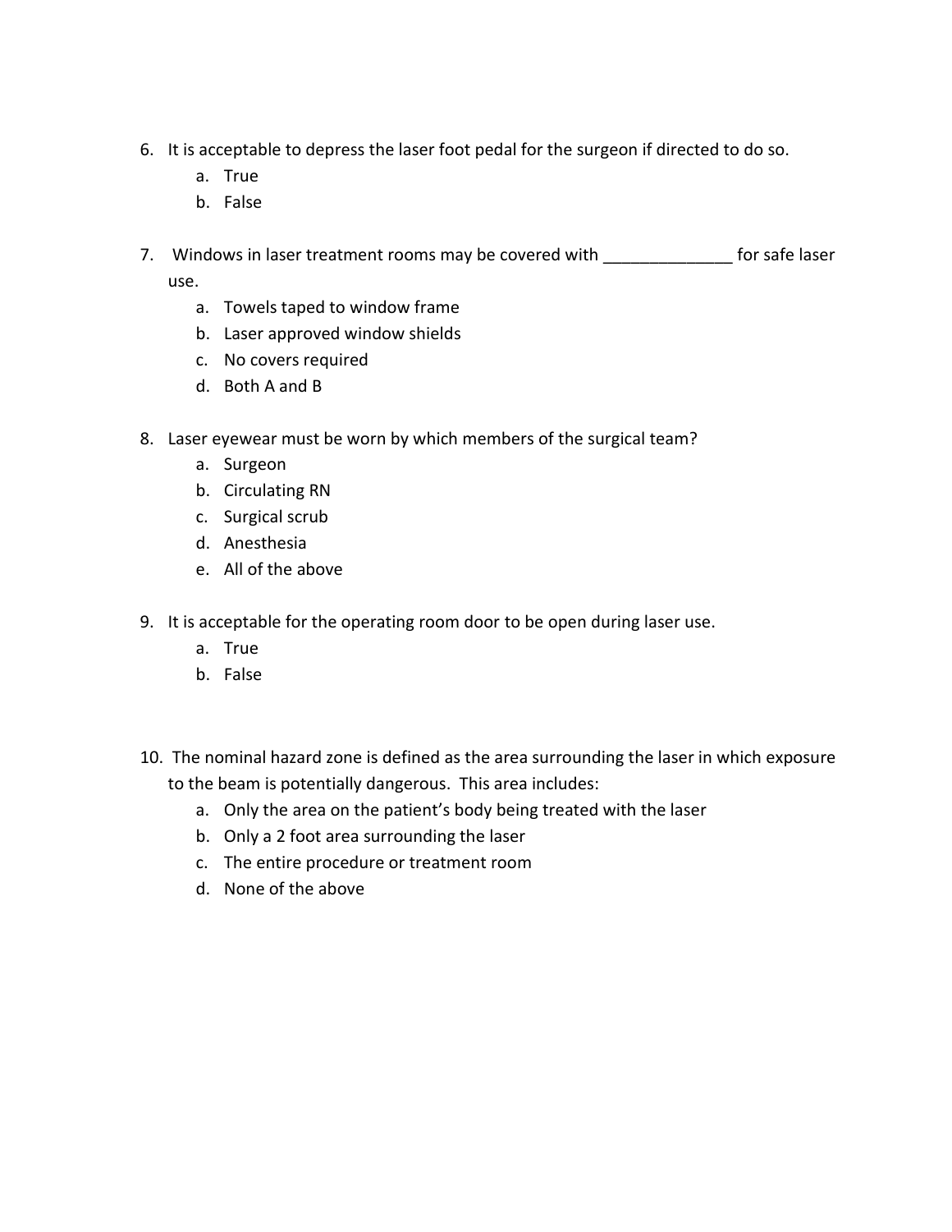6. It is acceptable to depress the laser foot pedal for the surgeon if directed to do so.
    a. True
    b. False

7. Windows in laser treatment rooms may be covered with ______________ for safe laser use.
    a. Towels taped to window frame
    b. Laser approved window shields
    c. No covers required
    d. Both A and B

8. Laser eyewear must be worn by which members of the surgical team?
    a. Surgeon
    b. Circulating RN
    c. Surgical scrub
    d. Anesthesia
    e. All of the above

9. It is acceptable for the operating room door to be open during laser use.
    a. True
    b. False

10. The nominal hazard zone is defined as the area surrounding the laser in which exposure to the beam is potentially dangerous. This area includes:
    a. Only the area on the patient's body being treated with the laser
    b. Only a 2 foot area surrounding the laser
    c. The entire procedure or treatment room
    d. None of the above